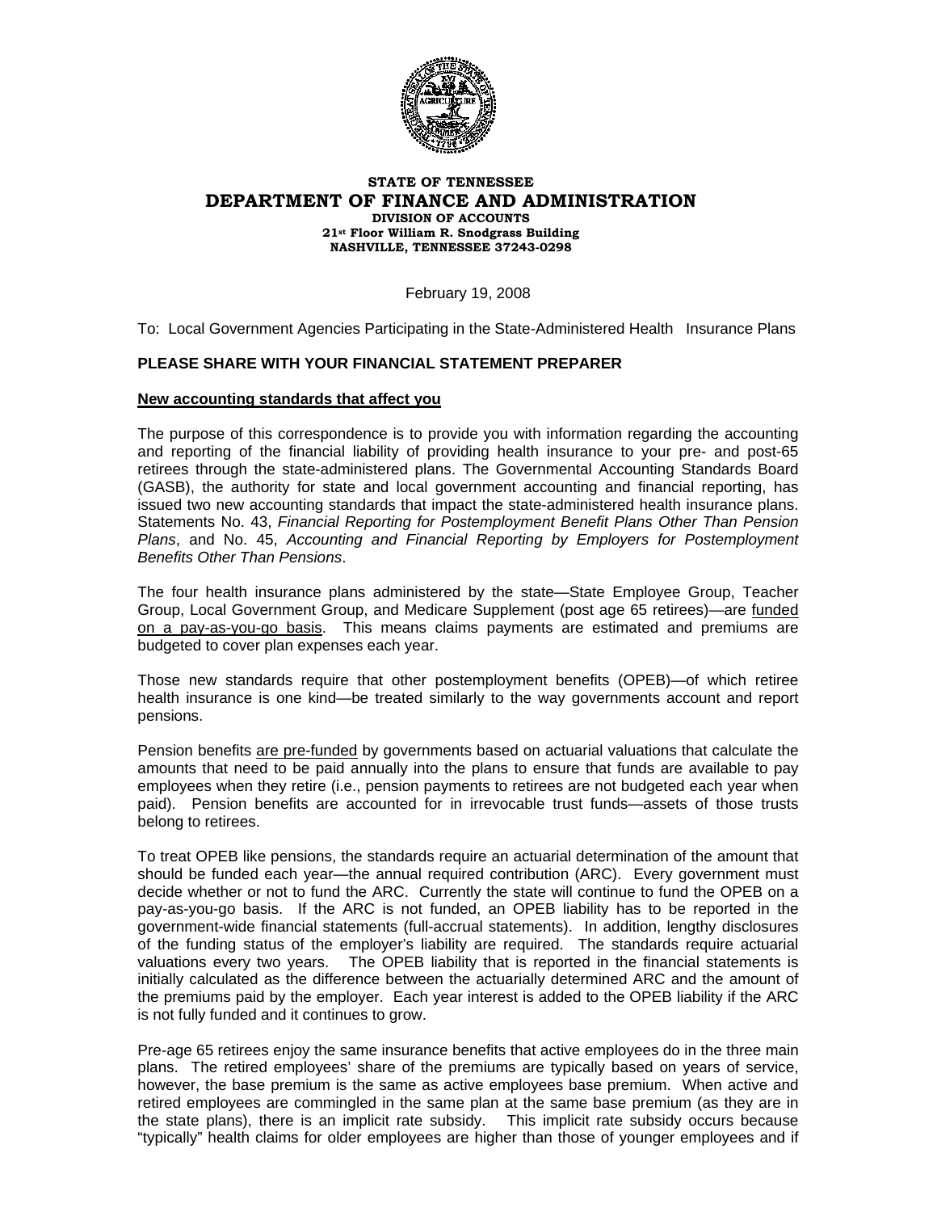**STATE OF TENNESSEE**
**DEPARTMENT OF FINANCE AND ADMINISTRATION**
**DIVISION OF ACCOUNTS**
**21st Floor William R. Snodgrass Building**
**NASHVILLE, TENNESSEE 37243-0298**

February 19, 2008

To: Local Government Agencies Participating in the State-Administered Health Insurance Plans

**PLEASE SHARE WITH YOUR FINANCIAL STATEMENT PREPARER**

**New accounting standards that affect you**

The purpose of this correspondence is to provide you with information regarding the accounting and reporting of the financial liability of providing health insurance to your pre- and post-65 retirees through the state-administered plans. The Governmental Accounting Standards Board (GASB), the authority for state and local government accounting and financial reporting, has issued two new accounting standards that impact the state-administered health insurance plans. Statements No. 43, *Financial Reporting for Postemployment Benefit Plans Other Than Pension Plans*, and No. 45, *Accounting and Financial Reporting by Employers for Postemployment Benefits Other Than Pensions*.

The four health insurance plans administered by the state—State Employee Group, Teacher Group, Local Government Group, and Medicare Supplement (post age 65 retirees)—are funded on a pay-as-you-go basis. This means claims payments are estimated and premiums are budgeted to cover plan expenses each year.

Those new standards require that other postemployment benefits (OPEB)—of which retiree health insurance is one kind—be treated similarly to the way governments account and report pensions.

Pension benefits are pre-funded by governments based on actuarial valuations that calculate the amounts that need to be paid annually into the plans to ensure that funds are available to pay employees when they retire (i.e., pension payments to retirees are not budgeted each year when paid). Pension benefits are accounted for in irrevocable trust funds—assets of those trusts belong to retirees.

To treat OPEB like pensions, the standards require an actuarial determination of the amount that should be funded each year—the annual required contribution (ARC). Every government must decide whether or not to fund the ARC. Currently the state will continue to fund the OPEB on a pay-as-you-go basis. If the ARC is not funded, an OPEB liability has to be reported in the government-wide financial statements (full-accrual statements). In addition, lengthy disclosures of the funding status of the employer's liability are required. The standards require actuarial valuations every two years. The OPEB liability that is reported in the financial statements is initially calculated as the difference between the actuarially determined ARC and the amount of the premiums paid by the employer. Each year interest is added to the OPEB liability if the ARC is not fully funded and it continues to grow.

Pre-age 65 retirees enjoy the same insurance benefits that active employees do in the three main plans. The retired employees' share of the premiums are typically based on years of service, however, the base premium is the same as active employees base premium. When active and retired employees are commingled in the same plan at the same base premium (as they are in the state plans), there is an implicit rate subsidy. This implicit rate subsidy occurs because "typically" health claims for older employees are higher than those of younger employees and if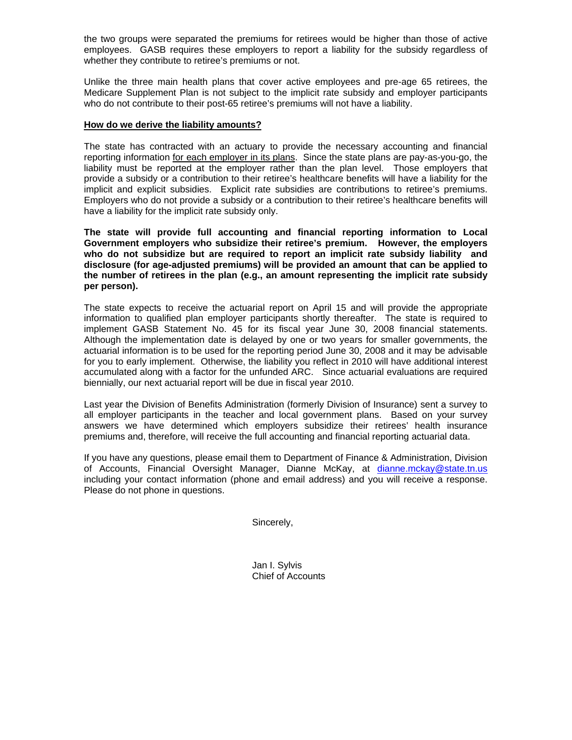the two groups were separated the premiums for retirees would be higher than those of active employees. GASB requires these employers to report a liability for the subsidy regardless of whether they contribute to retiree's premiums or not.

Unlike the three main health plans that cover active employees and pre-age 65 retirees, the Medicare Supplement Plan is not subject to the implicit rate subsidy and employer participants who do not contribute to their post-65 retiree's premiums will not have a liability.

**How do we derive the liability amounts?**

The state has contracted with an actuary to provide the necessary accounting and financial reporting information for each employer in its plans. Since the state plans are pay-as-you-go, the liability must be reported at the employer rather than the plan level. Those employers that provide a subsidy or a contribution to their retiree's healthcare benefits will have a liability for the implicit and explicit subsidies. Explicit rate subsidies are contributions to retiree's premiums. Employers who do not provide a subsidy or a contribution to their retiree's healthcare benefits will have a liability for the implicit rate subsidy only.

**The state will provide full accounting and financial reporting information to Local Government employers who subsidize their retiree's premium. However, the employers who do not subsidize but are required to report an implicit rate subsidy liability and disclosure (for age-adjusted premiums) will be provided an amount that can be applied to the number of retirees in the plan (e.g., an amount representing the implicit rate subsidy per person).**

The state expects to receive the actuarial report on April 15 and will provide the appropriate information to qualified plan employer participants shortly thereafter. The state is required to implement GASB Statement No. 45 for its fiscal year June 30, 2008 financial statements. Although the implementation date is delayed by one or two years for smaller governments, the actuarial information is to be used for the reporting period June 30, 2008 and it may be advisable for you to early implement. Otherwise, the liability you reflect in 2010 will have additional interest accumulated along with a factor for the unfunded ARC. Since actuarial evaluations are required biennially, our next actuarial report will be due in fiscal year 2010.

Last year the Division of Benefits Administration (formerly Division of Insurance) sent a survey to all employer participants in the teacher and local government plans. Based on your survey answers we have determined which employers subsidize their retirees' health insurance premiums and, therefore, will receive the full accounting and financial reporting actuarial data.

If you have any questions, please email them to Department of Finance & Administration, Division of Accounts, Financial Oversight Manager, Dianne McKay, at dianne.mckay@state.tn.us including your contact information (phone and email address) and you will receive a response. Please do not phone in questions.

Sincerely,

Jan I. Sylvis
Chief of Accounts